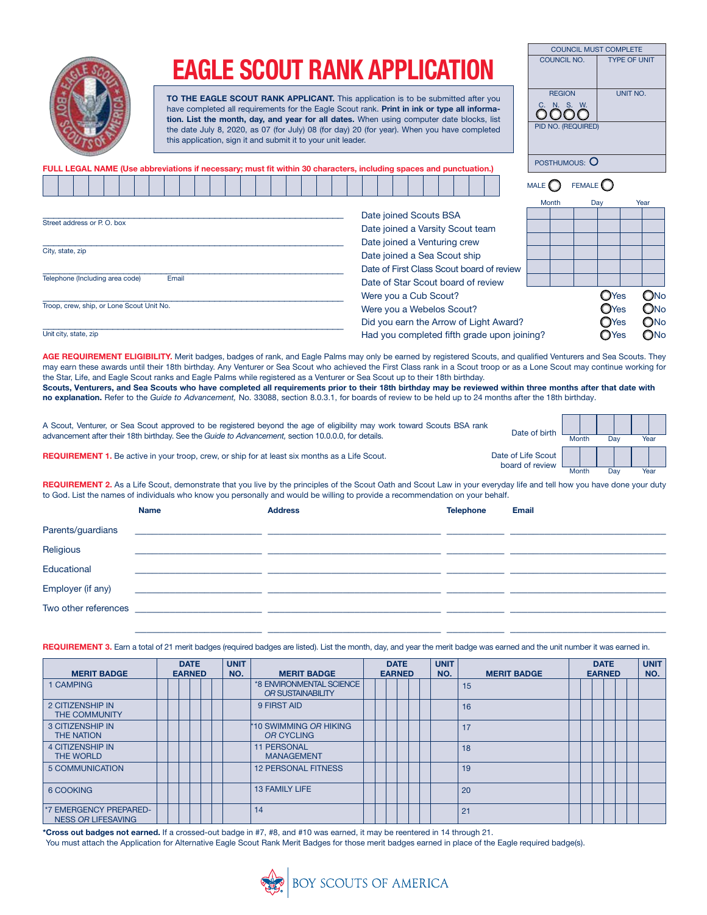# EAGLE SCOUT RANK APPLICATION

**TO THE EAGLE SCOUT RANK APPLICANT.** This application is to be submitted after you have completed all requirements for the Eagle Scout rank. **Print in ink or type all information. List the month, day, and year for all dates.** When using computer date blocks, list the date July 8, 2020, as 07 (for July) 08 (for day) 20 (for year). When you have completed this application, sign it and submit it to your unit leader.

| COUNCIL MUST COMPLETE | |
|---|---|
| COUNCIL NO. | TYPE OF UNIT |
| REGION C. N. S. W. | UNIT NO. |
| PID NO. (REQUIRED) | |
| POSTHUMOUS: ○ | |

**FULL LEGAL NAME (Use abbreviations if necessary; must fit within 30 characters, including spaces and punctuation.)**

MALE ○ FEMALE ○

Street address or P. O. box

City, state, zip

Telephone (Including area code) Email

Troop, crew, ship, or Lone Scout Unit No.

Unit city, state, zip

| | Month | Day | Year |
|---|---|---|---|
| Date joined Scouts BSA | | | |
| Date joined a Varsity Scout team | | | |
| Date joined a Venturing crew | | | |
| Date joined a Sea Scout ship | | | |
| Date of First Class Scout board of review | | | |
| Date of Star Scout board of review | | | |

| | | |
|---|---|---|
| Were you a Cub Scout? | ○Yes | ○No |
| Were you a Webelos Scout? | ○Yes | ○No |
| Did you earn the Arrow of Light Award? | ○Yes | ○No |
| Had you completed fifth grade upon joining? | ○Yes | ○No |

**AGE REQUIREMENT ELIGIBILITY.** Merit badges, badges of rank, and Eagle Palms may only be earned by registered Scouts, and qualified Venturers and Sea Scouts. They may earn these awards until their 18th birthday. Any Venturer or Sea Scout who achieved the First Class rank in a Scout troop or as a Lone Scout may continue working for the Star, Life, and Eagle Scout ranks and Eagle Palms while registered as a Venturer or Sea Scout up to their 18th birthday.
**Scouts, Venturers, and Sea Scouts who have completed all requirements prior to their 18th birthday may be reviewed within three months after that date with no explanation.** Refer to the *Guide to Advancement,* No. 33088, section 8.0.3.1, for boards of review to be held up to 24 months after the 18th birthday.

A Scout, Venturer, or Sea Scout approved to be registered beyond the age of eligibility may work toward Scouts BSA rank advancement after their 18th birthday. See the *Guide to Advancement,* section 10.0.0.0, for details.

Date of birth — Month / Day / Year

**REQUIREMENT 1.** Be active in your troop, crew, or ship for at least six months as a Life Scout.

Date of Life Scout board of review — Month / Day / Year

**REQUIREMENT 2.** As a Life Scout, demonstrate that you live by the principles of the Scout Oath and Scout Law in your everyday life and tell how you have done your duty to God. List the names of individuals who know you personally and would be willing to provide a recommendation on your behalf.

| | Name | Address | Telephone | Email |
|---|---|---|---|---|
| Parents/guardians | | | | |
| Religious | | | | |
| Educational | | | | |
| Employer (if any) | | | | |
| Two other references | | | | |
| | | | | |

**REQUIREMENT 3.** Earn a total of 21 merit badges (required badges are listed). List the month, day, and year the merit badge was earned and the unit number it was earned in.

| MERIT BADGE | DATE EARNED | UNIT NO. | MERIT BADGE | DATE EARNED | UNIT NO. | MERIT BADGE | DATE EARNED | UNIT NO. |
|---|---|---|---|---|---|---|---|---|
| 1 CAMPING | | | *8 ENVIRONMENTAL SCIENCE *OR* SUSTAINABILITY | | | 15 | | |
| 2 CITIZENSHIP IN THE COMMUNITY | | | 9 FIRST AID | | | 16 | | |
| 3 CITIZENSHIP IN THE NATION | | | *10 SWIMMING *OR* HIKING *OR* CYCLING | | | 17 | | |
| 4 CITIZENSHIP IN THE WORLD | | | 11 PERSONAL MANAGEMENT | | | 18 | | |
| 5 COMMUNICATION | | | 12 PERSONAL FITNESS | | | 19 | | |
| 6 COOKING | | | 13 FAMILY LIFE | | | 20 | | |
| *7 EMERGENCY PREPAREDNESS *OR* LIFESAVING | | | 14 | | | 21 | | |

***Cross out badges not earned.** If a crossed-out badge in #7, #8, and #10 was earned, it may be reentered in 14 through 21.
You must attach the Application for Alternative Eagle Scout Rank Merit Badges for those merit badges earned in place of the Eagle required badge(s).

BOY SCOUTS OF AMERICA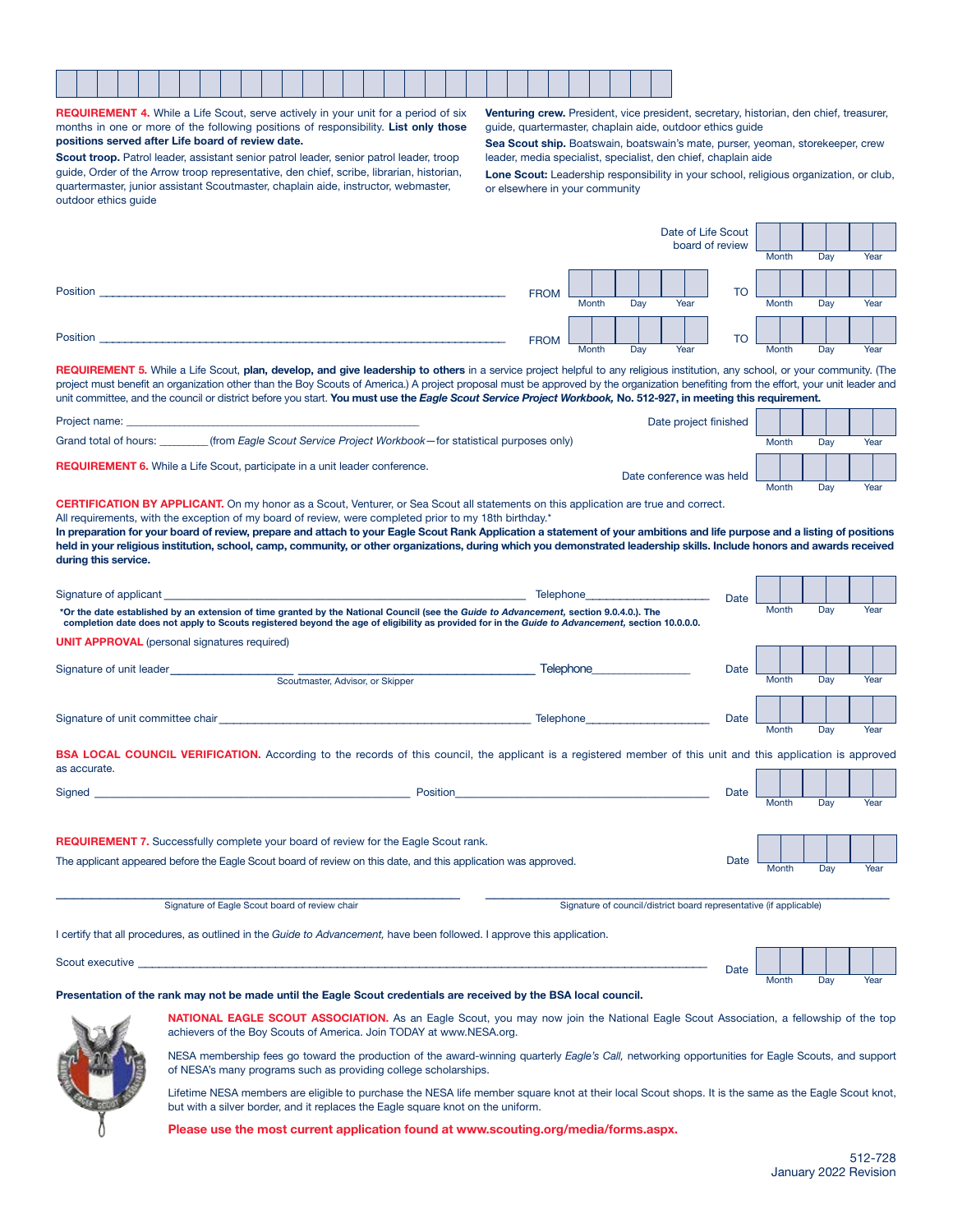**REQUIREMENT 4.** While a Life Scout, serve actively in your unit for a period of six months in one or more of the following positions of responsibility. **List only those positions served after Life board of review date.**

**Scout troop.** Patrol leader, assistant senior patrol leader, senior patrol leader, troop guide, Order of the Arrow troop representative, den chief, scribe, librarian, historian, quartermaster, junior assistant Scoutmaster, chaplain aide, instructor, webmaster, outdoor ethics guide

**Venturing crew.** President, vice president, secretary, historian, den chief, treasurer, guide, quartermaster, chaplain aide, outdoor ethics guide

**Sea Scout ship.** Boatswain, boatswain's mate, purser, yeoman, storekeeper, crew leader, media specialist, specialist, den chief, chaplain aide

**Lone Scout:** Leadership responsibility in your school, religious organization, or club, or elsewhere in your community

Date of Life Scout board of review ______ Month ______ Day ______ Year ______

Position ______________________ FROM Month ____ Day ____ Year ____ TO Month ____ Day ____ Year ____

Position ______________________ FROM Month ____ Day ____ Year ____ TO Month ____ Day ____ Year ____

**REQUIREMENT 5.** While a Life Scout, **plan, develop, and give leadership to others** in a service project helpful to any religious institution, any school, or your community. (The project must benefit an organization other than the Boy Scouts of America.) A project proposal must be approved by the organization benefiting from the effort, your unit leader and unit committee, and the council or district before you start. **You must use the *Eagle Scout Service Project Workbook,* No. 512-927, in meeting this requirement.**

Project name: ______________________ Date project finished Month ____ Day ____ Year ____

Grand total of hours: ________ (from *Eagle Scout Service Project Workbook*—for statistical purposes only)

**REQUIREMENT 6.** While a Life Scout, participate in a unit leader conference. Date conference was held Month ____ Day ____ Year ____

**CERTIFICATION BY APPLICANT.** On my honor as a Scout, Venturer, or Sea Scout all statements on this application are true and correct. All requirements, with the exception of my board of review, were completed prior to my 18th birthday.*

**In preparation for your board of review, prepare and attach to your Eagle Scout Rank Application a statement of your ambitions and life purpose and a listing of positions held in your religious institution, school, camp, community, or other organizations, during which you demonstrated leadership skills. Include honors and awards received during this service.**

Signature of applicant ______________________ Telephone ____________ Date Month ____ Day ____ Year ____

**\*Or the date established by an extension of time granted by the National Council (see the *Guide to Advancement,* section 9.0.4.0.). The completion date does not apply to Scouts registered beyond the age of eligibility as provided for in the *Guide to Advancement,* section 10.0.0.0.**

**UNIT APPROVAL** (personal signatures required)

Signature of unit leader ____________ ______________________ (Scoutmaster, Advisor, or Skipper) Telephone ____________ Date Month ____ Day ____ Year ____

Signature of unit committee chair ______________________ Telephone ____________ Date Month ____ Day ____ Year ____

**BSA LOCAL COUNCIL VERIFICATION.** According to the records of this council, the applicant is a registered member of this unit and this application is approved as accurate.

Signed ______________________ Position ______________________ Date Month ____ Day ____ Year ____

**REQUIREMENT 7.** Successfully complete your board of review for the Eagle Scout rank.

The applicant appeared before the Eagle Scout board of review on this date, and this application was approved. Date Month ____ Day ____ Year ____

______________________ Signature of Eagle Scout board of review chair

______________________ Signature of council/district board representative (if applicable)

I certify that all procedures, as outlined in the *Guide to Advancement,* have been followed. I approve this application.

Scout executive ______________________ Date Month ____ Day ____ Year ____

**Presentation of the rank may not be made until the Eagle Scout credentials are received by the BSA local council.**

**NATIONAL EAGLE SCOUT ASSOCIATION.** As an Eagle Scout, you may now join the National Eagle Scout Association, a fellowship of the top achievers of the Boy Scouts of America. Join TODAY at www.NESA.org.

NESA membership fees go toward the production of the award-winning quarterly *Eagle's Call,* networking opportunities for Eagle Scouts, and support of NESA's many programs such as providing college scholarships.

Lifetime NESA members are eligible to purchase the NESA life member square knot at their local Scout shops. It is the same as the Eagle Scout knot, but with a silver border, and it replaces the Eagle square knot on the uniform.

**Please use the most current application found at www.scouting.org/media/forms.aspx.**

512-728
January 2022 Revision